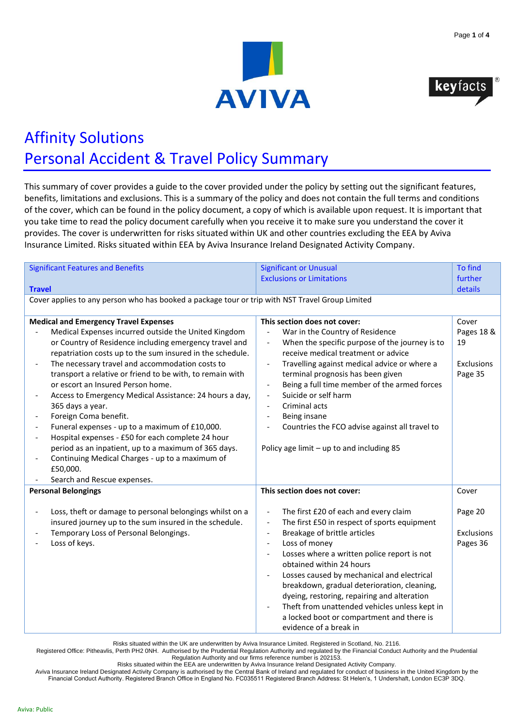# Affinity Solutions

# Personal Accident & Travel Policy Summary

This summary of cover provides a guide to the cover provided under the policy by setting out the significant features, benefits, limitations and exclusions. This is a summary of the policy and does not contain the full terms and conditions of the cover, which can be found in the policy document, a copy of which is available upon request. It is important that you take time to read the policy document carefully when you receive it to make sure you understand the cover it provides. The cover is underwritten for risks situated within UK and other countries excluding the EEA by Aviva Insurance Limited. Risks situated within EEA by Aviva Insurance Ireland Designated Activity Company.

| Significant Features and Benefits<br><br>**Travel** | Significant or Unusual Exclusions or Limitations | To find further details |
|---|---|---|
| Cover applies to any person who has booked a package tour or trip with NST Travel Group Limited | | |
| **Medical and Emergency Travel Expenses**<br>- Medical Expenses incurred outside the United Kingdom or Country of Residence including emergency travel and repatriation costs up to the sum insured in the schedule.<br>- The necessary travel and accommodation costs to transport a relative or friend to be with, to remain with or escort an Insured Person home.<br>- Access to Emergency Medical Assistance: 24 hours a day, 365 days a year.<br>- Foreign Coma benefit.<br>- Funeral expenses - up to a maximum of £10,000.<br>- Hospital expenses - £50 for each complete 24 hour period as an inpatient, up to a maximum of 365 days.<br>- Continuing Medical Charges - up to a maximum of £50,000.<br>- Search and Rescue expenses. | **This section does not cover:**<br>- War in the Country of Residence<br>- When the specific purpose of the journey is to receive medical treatment or advice<br>- Travelling against medical advice or where a terminal prognosis has been given<br>- Being a full time member of the armed forces<br>- Suicide or self harm<br>- Criminal acts<br>- Being insane<br>- Countries the FCO advise against all travel to<br><br>Policy age limit – up to and including 85 | Cover Pages 18 & 19<br><br>Exclusions Page 35 |
| **Personal Belongings**<br><br>- Loss, theft or damage to personal belongings whilst on a insured journey up to the sum insured in the schedule.<br>- Temporary Loss of Personal Belongings.<br>- Loss of keys. | **This section does not cover:**<br><br>- The first £20 of each and every claim<br>- The first £50 in respect of sports equipment<br>- Breakage of brittle articles<br>- Loss of money<br>- Losses where a written police report is not obtained within 24 hours<br>- Losses caused by mechanical and electrical breakdown, gradual deterioration, cleaning, dyeing, restoring, repairing and alteration<br>- Theft from unattended vehicles unless kept in a locked boot or compartment and there is evidence of a break in | Cover<br><br>Page 20<br><br>Exclusions Pages 36 |

Risks situated within the UK are underwritten by Aviva Insurance Limited. Registered in Scotland, No. 2116.
Registered Office: Pitheavlis, Perth PH2 0NH. Authorised by the Prudential Regulation Authority and regulated by the Financial Conduct Authority and the Prudential Regulation Authority and our firms reference number is 202153.
Risks situated within the EEA are underwritten by Aviva Insurance Ireland Designated Activity Company.
Aviva Insurance Ireland Designated Activity Company is authorised by the Central Bank of Ireland and regulated for conduct of business in the United Kingdom by the Financial Conduct Authority. Registered Branch Office in England No. FC035511 Registered Branch Address: St Helen's, 1 Undershaft, London EC3P 3DQ.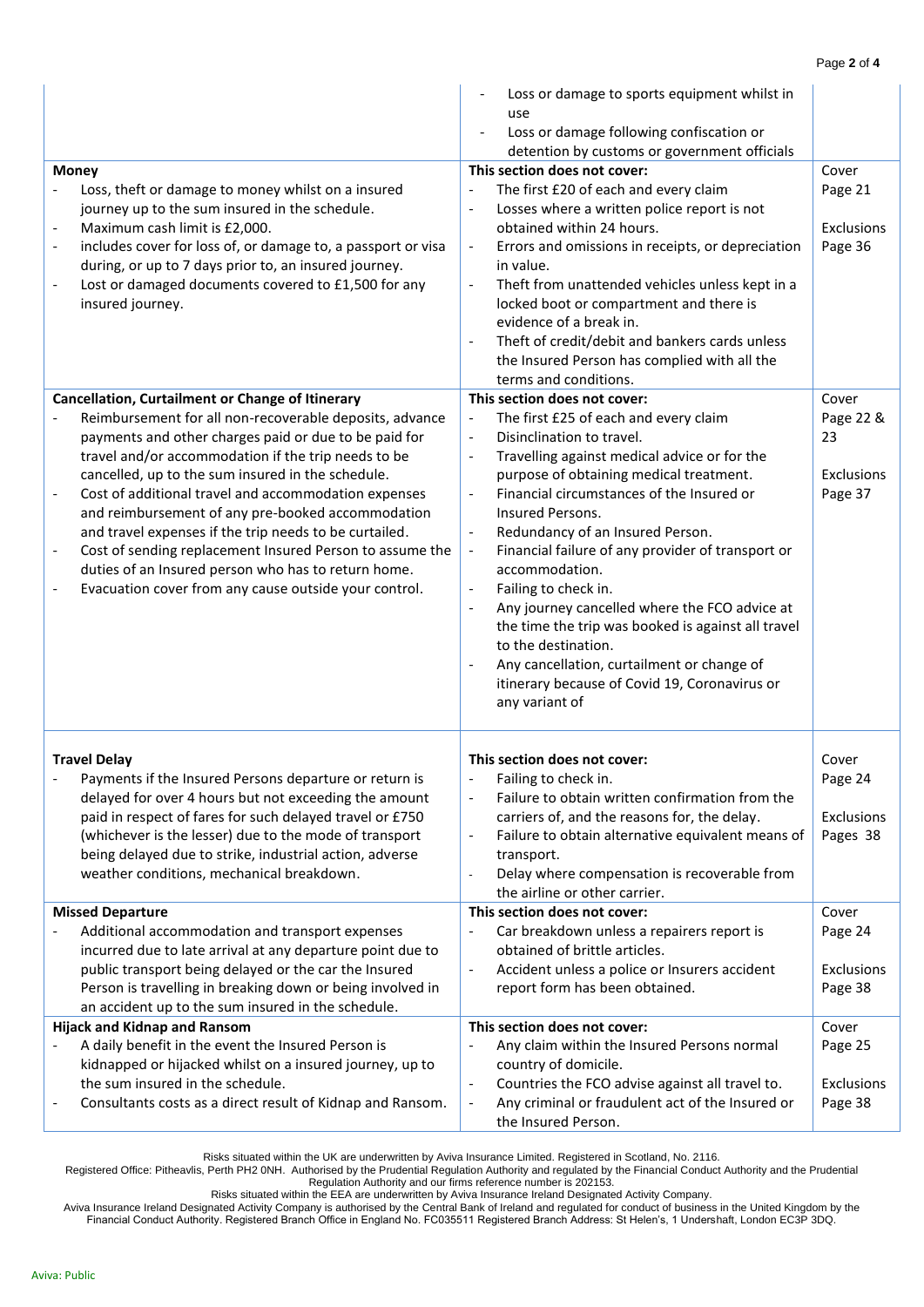| | | |
|---|---|---|
| | - Loss or damage to sports equipment whilst in use<br>- Loss or damage following confiscation or detention by customs or government officials | |
| **Money**<br>- Loss, theft or damage to money whilst on a insured journey up to the sum insured in the schedule.<br>- Maximum cash limit is £2,000.<br>- includes cover for loss of, or damage to, a passport or visa during, or up to 7 days prior to, an insured journey.<br>- Lost or damaged documents covered to £1,500 for any insured journey. | **This section does not cover:**<br>- The first £20 of each and every claim<br>- Losses where a written police report is not obtained within 24 hours.<br>- Errors and omissions in receipts, or depreciation in value.<br>- Theft from unattended vehicles unless kept in a locked boot or compartment and there is evidence of a break in.<br>- Theft of credit/debit and bankers cards unless the Insured Person has complied with all the terms and conditions. | Cover Page 21<br><br>Exclusions Page 36 |
| **Cancellation, Curtailment or Change of Itinerary**<br>- Reimbursement for all non-recoverable deposits, advance payments and other charges paid or due to be paid for travel and/or accommodation if the trip needs to be cancelled, up to the sum insured in the schedule.<br>- Cost of additional travel and accommodation expenses and reimbursement of any pre-booked accommodation and travel expenses if the trip needs to be curtailed.<br>- Cost of sending replacement Insured Person to assume the duties of an Insured person who has to return home.<br>- Evacuation cover from any cause outside your control. | **This section does not cover:**<br>- The first £25 of each and every claim<br>- Disinclination to travel.<br>- Travelling against medical advice or for the purpose of obtaining medical treatment.<br>- Financial circumstances of the Insured or Insured Persons.<br>- Redundancy of an Insured Person.<br>- Financial failure of any provider of transport or accommodation.<br>- Failing to check in.<br>- Any journey cancelled where the FCO advice at the time the trip was booked is against all travel to the destination.<br>- Any cancellation, curtailment or change of itinerary because of Covid 19, Coronavirus or any variant of | Cover Page 22 & 23<br><br>Exclusions Page 37 |
| **Travel Delay**<br>- Payments if the Insured Persons departure or return is delayed for over 4 hours but not exceeding the amount paid in respect of fares for such delayed travel or £750 (whichever is the lesser) due to the mode of transport being delayed due to strike, industrial action, adverse weather conditions, mechanical breakdown. | **This section does not cover:**<br>- Failing to check in.<br>- Failure to obtain written confirmation from the carriers of, and the reasons for, the delay.<br>- Failure to obtain alternative equivalent means of transport.<br>- Delay where compensation is recoverable from the airline or other carrier. | Cover Page 24<br><br>Exclusions Pages 38 |
| **Missed Departure**<br>- Additional accommodation and transport expenses incurred due to late arrival at any departure point due to public transport being delayed or the car the Insured Person is travelling in breaking down or being involved in an accident up to the sum insured in the schedule. | **This section does not cover:**<br>- Car breakdown unless a repairers report is obtained of brittle articles.<br>- Accident unless a police or Insurers accident report form has been obtained. | Cover Page 24<br><br>Exclusions Page 38 |
| **Hijack and Kidnap and Ransom**<br>- A daily benefit in the event the Insured Person is kidnapped or hijacked whilst on a insured journey, up to the sum insured in the schedule.<br>- Consultants costs as a direct result of Kidnap and Ransom. | **This section does not cover:**<br>- Any claim within the Insured Persons normal country of domicile.<br>- Countries the FCO advise against all travel to.<br>- Any criminal or fraudulent act of the Insured or the Insured Person. | Cover Page 25<br><br>Exclusions Page 38 |

Risks situated within the UK are underwritten by Aviva Insurance Limited. Registered in Scotland, No. 2116.
Registered Office: Pitheavlis, Perth PH2 0NH. Authorised by the Prudential Regulation Authority and regulated by the Financial Conduct Authority and the Prudential Regulation Authority and our firms reference number is 202153.
Risks situated within the EEA are underwritten by Aviva Insurance Ireland Designated Activity Company.
Aviva Insurance Ireland Designated Activity Company is authorised by the Central Bank of Ireland and regulated for conduct of business in the United Kingdom by the Financial Conduct Authority. Registered Branch Office in England No. FC035511 Registered Branch Address: St Helen's, 1 Undershaft, London EC3P 3DQ.

Aviva: Public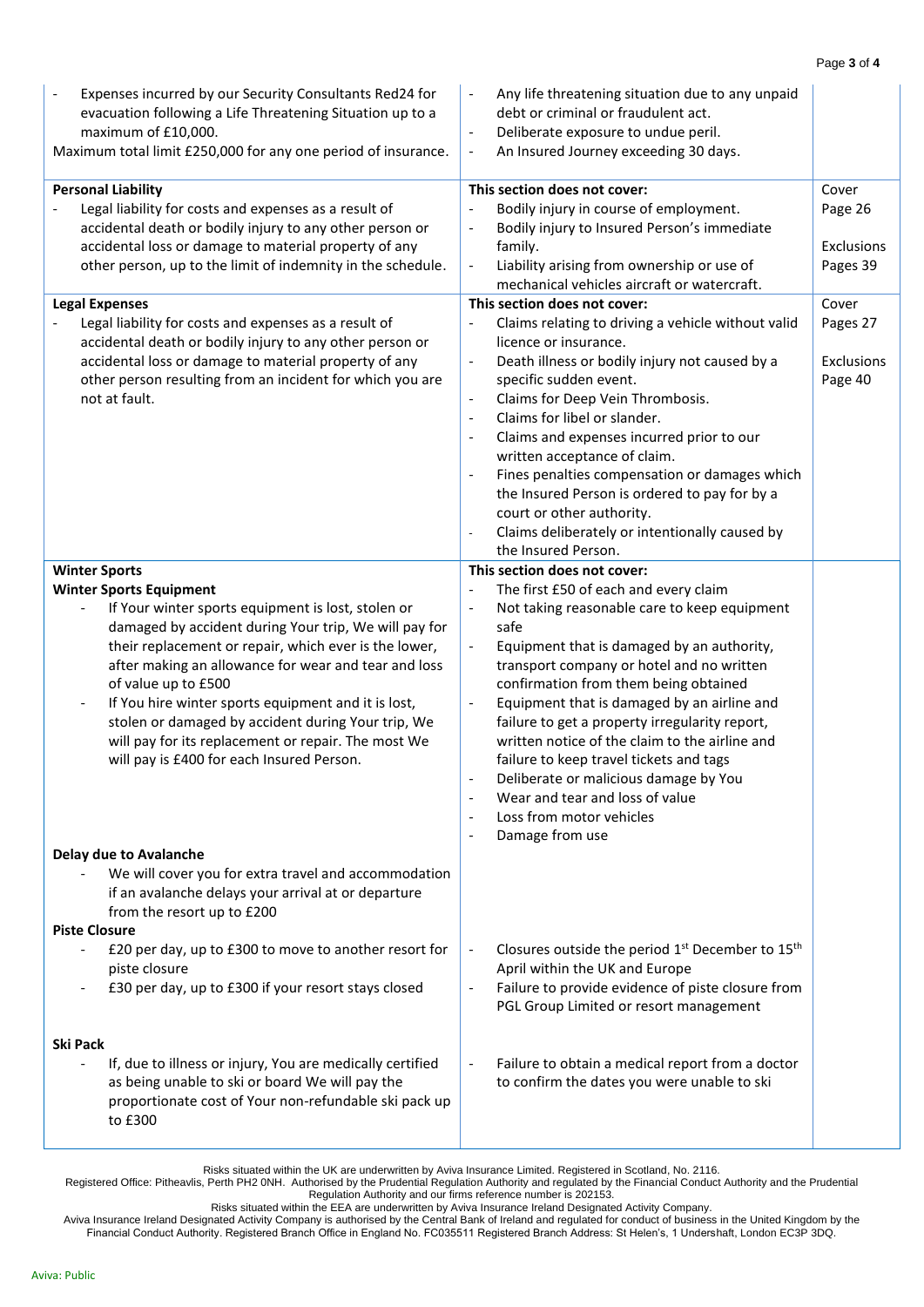| | | |
|---|---|---|
| - Expenses incurred by our Security Consultants Red24 for evacuation following a Life Threatening Situation up to a maximum of £10,000.<br>Maximum total limit £250,000 for any one period of insurance. | - Any life threatening situation due to any unpaid debt or criminal or fraudulent act.<br>- Deliberate exposure to undue peril.<br>- An Insured Journey exceeding 30 days. | |
| **Personal Liability**<br>- Legal liability for costs and expenses as a result of accidental death or bodily injury to any other person or accidental loss or damage to material property of any other person, up to the limit of indemnity in the schedule. | **This section does not cover:**<br>- Bodily injury in course of employment.<br>- Bodily injury to Insured Person's immediate family.<br>- Liability arising from ownership or use of mechanical vehicles aircraft or watercraft. | Cover Page 26<br><br>Exclusions Pages 39 |
| **Legal Expenses**<br>- Legal liability for costs and expenses as a result of accidental death or bodily injury to any other person or accidental loss or damage to material property of any other person resulting from an incident for which you are not at fault. | **This section does not cover:**<br>- Claims relating to driving a vehicle without valid licence or insurance.<br>- Death illness or bodily injury not caused by a specific sudden event.<br>- Claims for Deep Vein Thrombosis.<br>- Claims for libel or slander.<br>- Claims and expenses incurred prior to our written acceptance of claim.<br>- Fines penalties compensation or damages which the Insured Person is ordered to pay for by a court or other authority.<br>- Claims deliberately or intentionally caused by the Insured Person. | Cover Pages 27<br><br>Exclusions Page 40 |
| **Winter Sports**<br>**Winter Sports Equipment**<br>- If Your winter sports equipment is lost, stolen or damaged by accident during Your trip, We will pay for their replacement or repair, which ever is the lower, after making an allowance for wear and tear and loss of value up to £500<br>- If You hire winter sports equipment and it is lost, stolen or damaged by accident during Your trip, We will pay for its replacement or repair. The most We will pay is £400 for each Insured Person.<br><br>**Delay due to Avalanche**<br>- We will cover you for extra travel and accommodation if an avalanche delays your arrival at or departure from the resort up to £200<br>**Piste Closure**<br>- £20 per day, up to £300 to move to another resort for piste closure<br>- £30 per day, up to £300 if your resort stays closed<br><br>**Ski Pack**<br>- If, due to illness or injury, You are medically certified as being unable to ski or board We will pay the proportionate cost of Your non-refundable ski pack up to £300 | **This section does not cover:**<br>- The first £50 of each and every claim<br>- Not taking reasonable care to keep equipment safe<br>- Equipment that is damaged by an authority, transport company or hotel and no written confirmation from them being obtained<br>- Equipment that is damaged by an airline and failure to get a property irregularity report, written notice of the claim to the airline and failure to keep travel tickets and tags<br>- Deliberate or malicious damage by You<br>- Wear and tear and loss of value<br>- Loss from motor vehicles<br>- Damage from use<br><br>- Closures outside the period 1st December to 15th April within the UK and Europe<br>- Failure to provide evidence of piste closure from PGL Group Limited or resort management<br><br>- Failure to obtain a medical report from a doctor to confirm the dates you were unable to ski | |

Risks situated within the UK are underwritten by Aviva Insurance Limited. Registered in Scotland, No. 2116.
Registered Office: Pitheavlis, Perth PH2 0NH. Authorised by the Prudential Regulation Authority and regulated by the Financial Conduct Authority and the Prudential Regulation Authority and our firms reference number is 202153.
Risks situated within the EEA are underwritten by Aviva Insurance Ireland Designated Activity Company.
Aviva Insurance Ireland Designated Activity Company is authorised by the Central Bank of Ireland and regulated for conduct of business in the United Kingdom by the Financial Conduct Authority. Registered Branch Office in England No. FC035511 Registered Branch Address: St Helen's, 1 Undershaft, London EC3P 3DQ.

Aviva: Public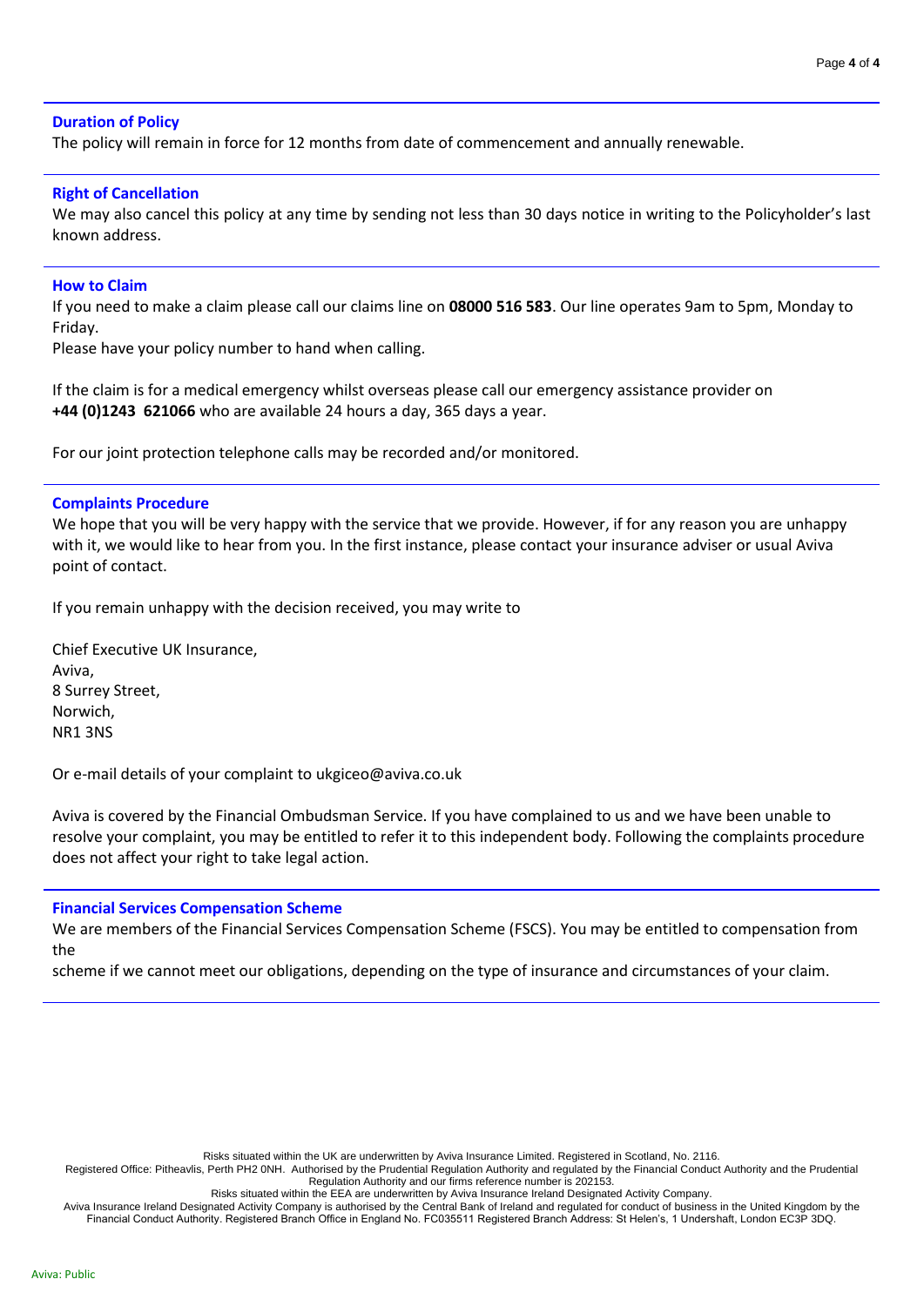## Duration of Policy

The policy will remain in force for 12 months from date of commencement and annually renewable.

## Right of Cancellation

We may also cancel this policy at any time by sending not less than 30 days notice in writing to the Policyholder's last known address.

## How to Claim

If you need to make a claim please call our claims line on **08000 516 583**. Our line operates 9am to 5pm, Monday to Friday.

Please have your policy number to hand when calling.

If the claim is for a medical emergency whilst overseas please call our emergency assistance provider on **+44 (0)1243 621066** who are available 24 hours a day, 365 days a year.

For our joint protection telephone calls may be recorded and/or monitored.

## Complaints Procedure

We hope that you will be very happy with the service that we provide. However, if for any reason you are unhappy with it, we would like to hear from you. In the first instance, please contact your insurance adviser or usual Aviva point of contact.

If you remain unhappy with the decision received, you may write to

Chief Executive UK Insurance,
Aviva,
8 Surrey Street,
Norwich,
NR1 3NS

Or e-mail details of your complaint to ukgiceo@aviva.co.uk

Aviva is covered by the Financial Ombudsman Service. If you have complained to us and we have been unable to resolve your complaint, you may be entitled to refer it to this independent body. Following the complaints procedure does not affect your right to take legal action.

## Financial Services Compensation Scheme

We are members of the Financial Services Compensation Scheme (FSCS). You may be entitled to compensation from the scheme if we cannot meet our obligations, depending on the type of insurance and circumstances of your claim.

Risks situated within the UK are underwritten by Aviva Insurance Limited. Registered in Scotland, No. 2116.
Registered Office: Pitheavlis, Perth PH2 0NH. Authorised by the Prudential Regulation Authority and regulated by the Financial Conduct Authority and the Prudential Regulation Authority and our firms reference number is 202153.
Risks situated within the EEA are underwritten by Aviva Insurance Ireland Designated Activity Company.
Aviva Insurance Ireland Designated Activity Company is authorised by the Central Bank of Ireland and regulated for conduct of business in the United Kingdom by the Financial Conduct Authority. Registered Branch Office in England No. FC035511 Registered Branch Address: St Helen's, 1 Undershaft, London EC3P 3DQ.

Aviva: Public